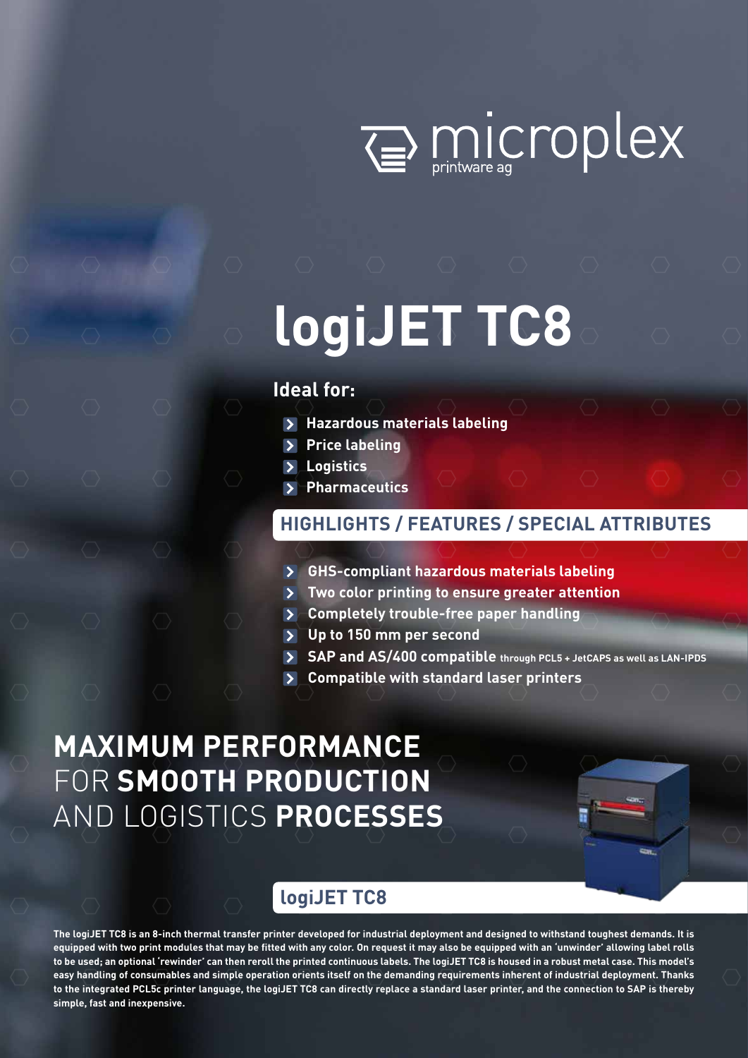microplex printware ag

# logiJET TC8

**Ideal for:**

- Hazardous materials labeling
- Price labeling
- Logistics
- Pharmaceutics

## HIGHLIGHTS / FEATURES / SPECIAL ATTRIBUTES

- GHS-compliant hazardous materials labeling
- Two color printing to ensure greater attention
- Completely trouble-free paper handling
- Up to 150 mm per second
- SAP and AS/400 compatible through PCL5 + JetCAPS as well as LAN-IPDS
- Compatible with standard laser printers

## MAXIMUM PERFORMANCE FOR SMOOTH PRODUCTION AND LOGISTICS PROCESSES

## logiJET TC8

**The logiJET TC8 is an 8-inch thermal transfer printer developed for industrial deployment and designed to withstand toughest demands. It is equipped with two print modules that may be fitted with any color. On request it may also be equipped with an 'unwinder' allowing label rolls to be used; an optional 'rewinder' can then reroll the printed continuous labels. The logiJET TC8 is housed in a robust metal case. This model's easy handling of consumables and simple operation orients itself on the demanding requirements inherent of industrial deployment. Thanks to the integrated PCL5c printer language, the logiJET TC8 can directly replace a standard laser printer, and the connection to SAP is thereby simple, fast and inexpensive.**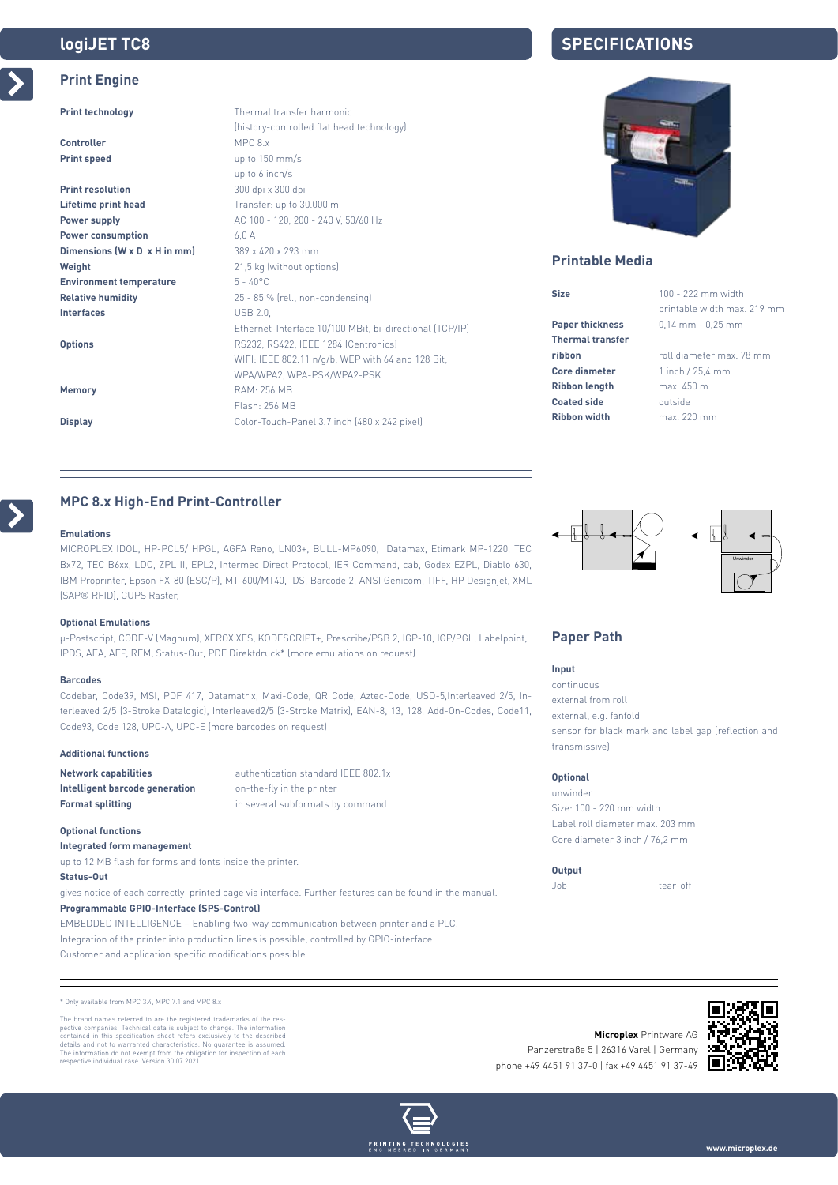# logiJET TC8

# SPECIFICATIONS

## Print Engine

| | |
|---|---|
| **Print technology** | Thermal transfer harmonic (history-controlled flat head technology) |
| **Controller** | MPC 8.x |
| **Print speed** | up to 150 mm/s<br>up to 6 inch/s |
| **Print resolution** | 300 dpi x 300 dpi |
| **Lifetime print head** | Transfer: up to 30.000 m |
| **Power supply** | AC 100 - 120, 200 - 240 V, 50/60 Hz |
| **Power consumption** | 6,0 A |
| **Dimensions (W x D x H in mm)** | 389 x 420 x 293 mm |
| **Weight** | 21,5 kg (without options) |
| **Environment temperature** | 5 - 40°C |
| **Relative humidity** | 25 - 85 % (rel., non-condensing) |
| **Interfaces** | USB 2.0,<br>Ethernet-Interface 10/100 MBit, bi-directional (TCP/IP) |
| **Options** | RS232, RS422, IEEE 1284 (Centronics)<br>WIFI: IEEE 802.11 n/g/b, WEP with 64 and 128 Bit, WPA/WPA2, WPA-PSK/WPA2-PSK |
| **Memory** | RAM: 256 MB<br>Flash: 256 MB |
| **Display** | Color-Touch-Panel 3.7 inch (480 x 242 pixel) |

## MPC 8.x High-End Print-Controller

**Emulations**

MICROPLEX IDOL, HP-PCL5/ HPGL, AGFA Reno, LN03+, BULL-MP6090, Datamax, Etimark MP-1220, TEC Bx72, TEC B6xx, LDC, ZPL II, EPL2, Intermec Direct Protocol, IER Command, cab, Godex EZPL, Diablo 630, IBM Proprinter, Epson FX-80 (ESC/P), MT-600/MT40, IDS, Barcode 2, ANSI Genicom, TIFF, HP Designjet, XML (SAP® RFID), CUPS Raster,

**Optional Emulations**

µ-Postscript, CODE-V (Magnum), XEROX XES, KODESCRIPT+, Prescribe/PSB 2, IGP-10, IGP/PGL, Labelpoint, IPDS, AEA, AFP, RFM, Status-Out, PDF Direktdruck* (more emulations on request)

**Barcodes**

Codebar, Code39, MSI, PDF 417, Datamatrix, Maxi-Code, QR Code, Aztec-Code, USD-5,Interleaved 2/5, Interleaved 2/5 (3-Stroke Datalogic), Interleaved2/5 (3-Stroke Matrix), EAN-8, 13, 128, Add-On-Codes, Code11, Code93, Code 128, UPC-A, UPC-E (more barcodes on request)

**Additional functions**

| | |
|---|---|
| **Network capabilities** | authentication standard IEEE 802.1x |
| **Intelligent barcode generation** | on-the-fly in the printer |
| **Format splitting** | in several subformats by command |

**Optional functions**

**Integrated form management**

up to 12 MB flash for forms and fonts inside the printer.

**Status-Out**

gives notice of each correctly printed page via interface. Further features can be found in the manual.

**Programmable GPIO-Interface (SPS-Control)**

EMBEDDED INTELLIGENCE – Enabling two-way communication between printer and a PLC.
Integration of the printer into production lines is possible, controlled by GPIO-interface.
Customer and application specific modifications possible.

## Printable Media

| | |
|---|---|
| **Size** | 100 - 222 mm width<br>printable width max. 219 mm |
| **Paper thickness** | 0,14 mm - 0,25 mm |
| **Thermal transfer ribbon** | roll diameter max. 78 mm |
| **Core diameter** | 1 inch / 25,4 mm |
| **Ribbon length** | max. 450 m |
| **Coated side** | outside |
| **Ribbon width** | max. 220 mm |

Unwinder

## Paper Path

**Input**

continuous
external from roll
external, e.g. fanfold
sensor for black mark and label gap (reflection and transmissive)

**Optional**

unwinder
Size: 100 - 220 mm width
Label roll diameter max. 203 mm
Core diameter 3 inch / 76,2 mm

**Output**

Job tear-off

\* Only available from MPC 3.4, MPC 7.1 and MPC 8.x

The brand names referred to are the registered trademarks of the respective companies. Technical data is subject to change. The information contained in this specification sheet refers exclusively to the described details and not to warranted characteristics. No guarantee is assumed. The information do not exempt from the obligation for inspection of each respective individual case. Version 30.07.2021

**Microplex** Printware AG
Panzerstraße 5 | 26316 Varel | Germany
phone +49 4451 91 37-0 | fax +49 4451 91 37-49

PRINTING TECHNOLOGIES
ENGINEERED IN GERMANY

www.microplex.de